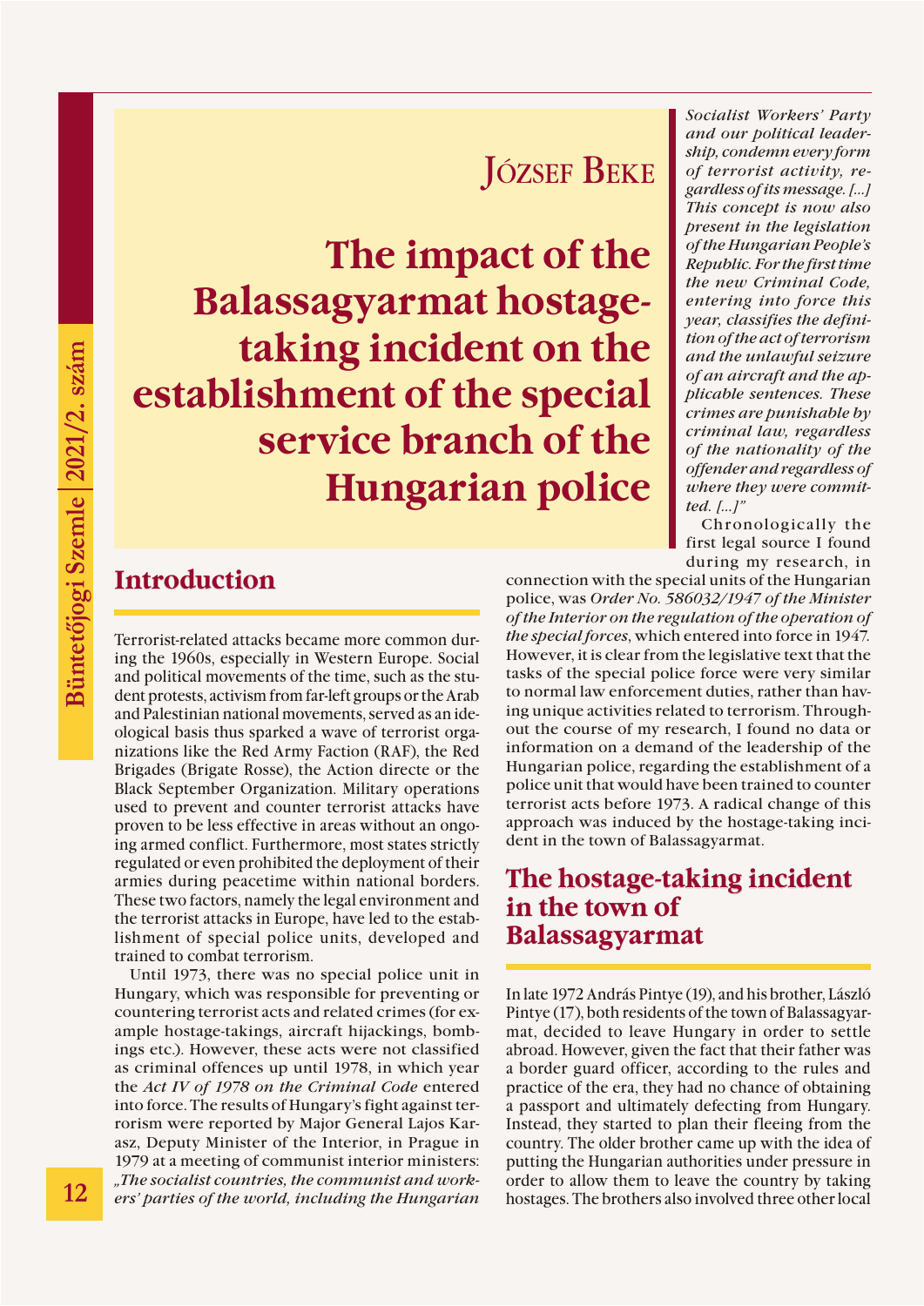# József Beke

# The impact of the Balassagyarmat hostage-taking incident on the establishment of the special service branch of the Hungarian police

## Introduction

Terrorist-related attacks became more common during the 1960s, especially in Western Europe. Social and political movements of the time, such as the student protests, activism from far-left groups or the Arab and Palestinian national movements, served as an ideological basis thus sparked a wave of terrorist organizations like the Red Army Faction (RAF), the Red Brigades (Brigate Rosse), the Action directe or the Black September Organization. Military operations used to prevent and counter terrorist attacks have proven to be less effective in areas without an ongoing armed conflict. Furthermore, most states strictly regulated or even prohibited the deployment of their armies during peacetime within national borders. These two factors, namely the legal environment and the terrorist attacks in Europe, have led to the establishment of special police units, developed and trained to combat terrorism.

Until 1973, there was no special police unit in Hungary, which was responsible for preventing or countering terrorist acts and related crimes (for example hostage-takings, aircraft hijackings, bombings etc.). However, these acts were not classified as criminal offences up until 1978, in which year the *Act IV of 1978 on the Criminal Code* entered into force. The results of Hungary's fight against terrorism were reported by Major General Lajos Karasz, Deputy Minister of the Interior, in Prague in 1979 at a meeting of communist interior ministers: *„The socialist countries, the communist and workers' parties of the world, including the Hungarian Socialist Workers' Party and our political leadership, condemn every form of terrorist activity, regardless of its message. [...] This concept is now also present in the legislation of the Hungarian People's Republic. For the first time the new Criminal Code, entering into force this year, classifies the definition of the act of terrorism and the unlawful seizure of an aircraft and the applicable sentences. These crimes are punishable by criminal law, regardless of the nationality of the offender and regardless of where they were committed. [...]"*

Chronologically the first legal source I found during my research, in connection with the special units of the Hungarian police, was *Order No. 586032/1947 of the Minister of the Interior on the regulation of the operation of the special forces*, which entered into force in 1947. However, it is clear from the legislative text that the tasks of the special police force were very similar to normal law enforcement duties, rather than having unique activities related to terrorism. Throughout the course of my research, I found no data or information on a demand of the leadership of the Hungarian police, regarding the establishment of a police unit that would have been trained to counter terrorist acts before 1973. A radical change of this approach was induced by the hostage-taking incident in the town of Balassagyarmat.

## The hostage-taking incident in the town of Balassagyarmat

In late 1972 András Pintye (19), and his brother, László Pintye (17), both residents of the town of Balassagyarmat, decided to leave Hungary in order to settle abroad. However, given the fact that their father was a border guard officer, according to the rules and practice of the era, they had no chance of obtaining a passport and ultimately defecting from Hungary. Instead, they started to plan their fleeing from the country. The older brother came up with the idea of putting the Hungarian authorities under pressure in order to allow them to leave the country by taking hostages. The brothers also involved three other local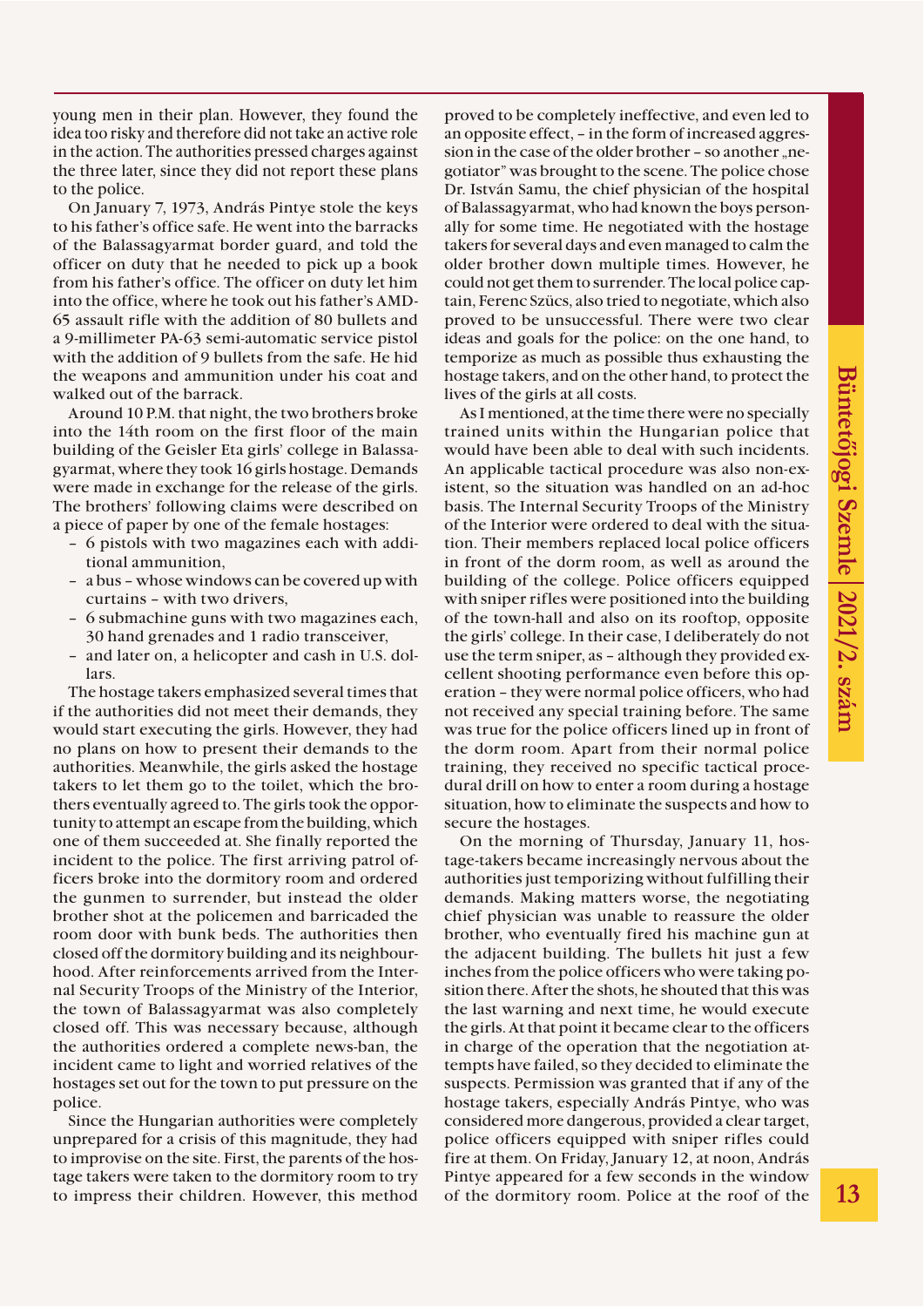young men in their plan. However, they found the idea too risky and therefore did not take an active role in the action. The authorities pressed charges against the three later, since they did not report these plans to the police.

On January 7, 1973, András Pintye stole the keys to his father's office safe. He went into the barracks of the Balassagyarmat border guard, and told the officer on duty that he needed to pick up a book from his father's office. The officer on duty let him into the office, where he took out his father's AMD-65 assault rifle with the addition of 80 bullets and a 9-millimeter PA-63 semi-automatic service pistol with the addition of 9 bullets from the safe. He hid the weapons and ammunition under his coat and walked out of the barrack.

Around 10 P.M. that night, the two brothers broke into the 14th room on the first floor of the main building of the Geisler Eta girls' college in Balassagyarmat, where they took 16 girls hostage. Demands were made in exchange for the release of the girls. The brothers' following claims were described on a piece of paper by one of the female hostages:

- 6 pistols with two magazines each with additional ammunition,
- a bus – whose windows can be covered up with curtains – with two drivers,
- 6 submachine guns with two magazines each, 30 hand grenades and 1 radio transceiver,
- and later on, a helicopter and cash in U.S. dollars.

The hostage takers emphasized several times that if the authorities did not meet their demands, they would start executing the girls. However, they had no plans on how to present their demands to the authorities. Meanwhile, the girls asked the hostage takers to let them go to the toilet, which the brothers eventually agreed to. The girls took the opportunity to attempt an escape from the building, which one of them succeeded at. She finally reported the incident to the police. The first arriving patrol officers broke into the dormitory room and ordered the gunmen to surrender, but instead the older brother shot at the policemen and barricaded the room door with bunk beds. The authorities then closed off the dormitory building and its neighbourhood. After reinforcements arrived from the Internal Security Troops of the Ministry of the Interior, the town of Balassagyarmat was also completely closed off. This was necessary because, although the authorities ordered a complete news-ban, the incident came to light and worried relatives of the hostages set out for the town to put pressure on the police.

Since the Hungarian authorities were completely unprepared for a crisis of this magnitude, they had to improvise on the site. First, the parents of the hostage takers were taken to the dormitory room to try to impress their children. However, this method proved to be completely ineffective, and even led to an opposite effect, – in the form of increased aggression in the case of the older brother – so another „negotiator" was brought to the scene. The police chose Dr. István Samu, the chief physician of the hospital of Balassagyarmat, who had known the boys personally for some time. He negotiated with the hostage takers for several days and even managed to calm the older brother down multiple times. However, he could not get them to surrender. The local police captain, Ferenc Szücs, also tried to negotiate, which also proved to be unsuccessful. There were two clear ideas and goals for the police: on the one hand, to temporize as much as possible thus exhausting the hostage takers, and on the other hand, to protect the lives of the girls at all costs.

As I mentioned, at the time there were no specially trained units within the Hungarian police that would have been able to deal with such incidents. An applicable tactical procedure was also non-existent, so the situation was handled on an ad-hoc basis. The Internal Security Troops of the Ministry of the Interior were ordered to deal with the situation. Their members replaced local police officers in front of the dorm room, as well as around the building of the college. Police officers equipped with sniper rifles were positioned into the building of the town-hall and also on its rooftop, opposite the girls' college. In their case, I deliberately do not use the term sniper, as – although they provided excellent shooting performance even before this operation – they were normal police officers, who had not received any special training before. The same was true for the police officers lined up in front of the dorm room. Apart from their normal police training, they received no specific tactical procedural drill on how to enter a room during a hostage situation, how to eliminate the suspects and how to secure the hostages.

On the morning of Thursday, January 11, hostage-takers became increasingly nervous about the authorities just temporizing without fulfilling their demands. Making matters worse, the negotiating chief physician was unable to reassure the older brother, who eventually fired his machine gun at the adjacent building. The bullets hit just a few inches from the police officers who were taking position there. After the shots, he shouted that this was the last warning and next time, he would execute the girls. At that point it became clear to the officers in charge of the operation that the negotiation attempts have failed, so they decided to eliminate the suspects. Permission was granted that if any of the hostage takers, especially András Pintye, who was considered more dangerous, provided a clear target, police officers equipped with sniper rifles could fire at them. On Friday, January 12, at noon, András Pintye appeared for a few seconds in the window of the dormitory room. Police at the roof of the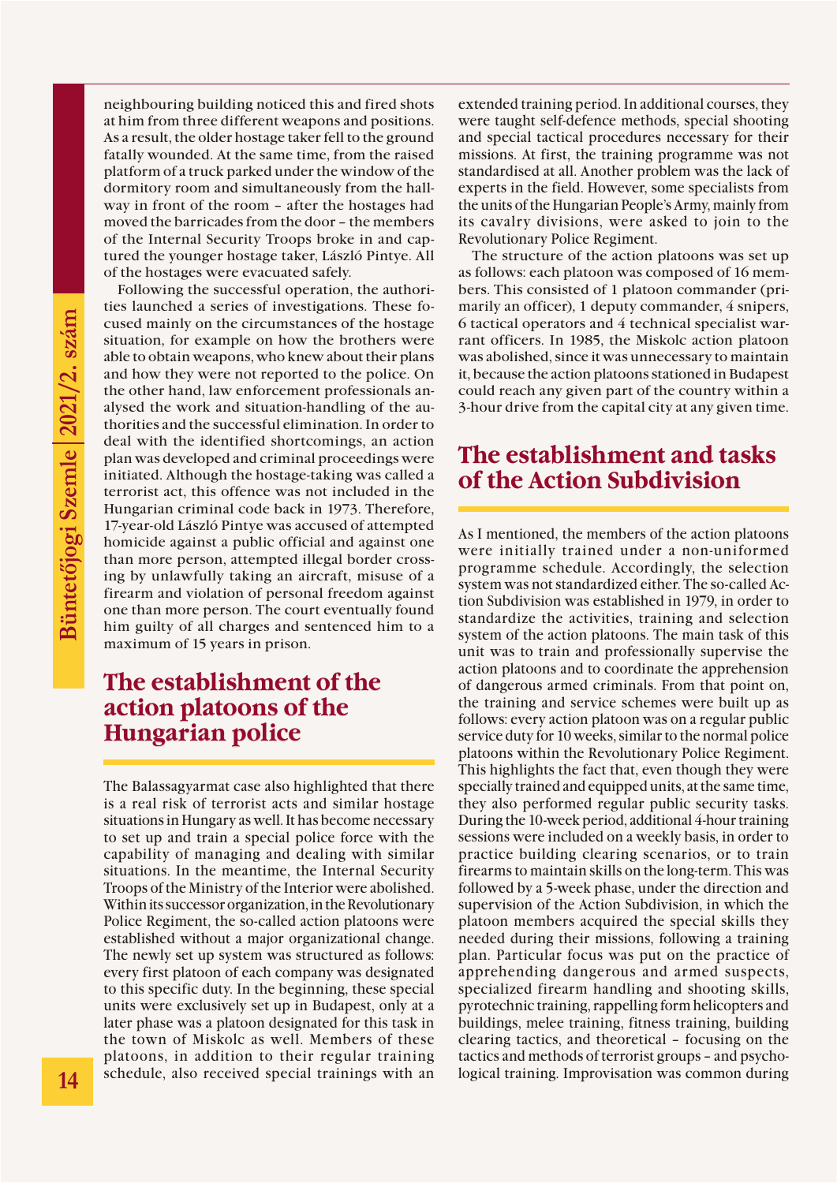neighbouring building noticed this and fired shots at him from three different weapons and positions. As a result, the older hostage taker fell to the ground fatally wounded. At the same time, from the raised platform of a truck parked under the window of the dormitory room and simultaneously from the hallway in front of the room – after the hostages had moved the barricades from the door – the members of the Internal Security Troops broke in and captured the younger hostage taker, László Pintye. All of the hostages were evacuated safely.

Following the successful operation, the authorities launched a series of investigations. These focused mainly on the circumstances of the hostage situation, for example on how the brothers were able to obtain weapons, who knew about their plans and how they were not reported to the police. On the other hand, law enforcement professionals analysed the work and situation-handling of the authorities and the successful elimination. In order to deal with the identified shortcomings, an action plan was developed and criminal proceedings were initiated. Although the hostage-taking was called a terrorist act, this offence was not included in the Hungarian criminal code back in 1973. Therefore, 17-year-old László Pintye was accused of attempted homicide against a public official and against one than more person, attempted illegal border crossing by unlawfully taking an aircraft, misuse of a firearm and violation of personal freedom against one than more person. The court eventually found him guilty of all charges and sentenced him to a maximum of 15 years in prison.

## The establishment of the action platoons of the Hungarian police

The Balassagyarmat case also highlighted that there is a real risk of terrorist acts and similar hostage situations in Hungary as well. It has become necessary to set up and train a special police force with the capability of managing and dealing with similar situations. In the meantime, the Internal Security Troops of the Ministry of the Interior were abolished. Within its successor organization, in the Revolutionary Police Regiment, the so-called action platoons were established without a major organizational change. The newly set up system was structured as follows: every first platoon of each company was designated to this specific duty. In the beginning, these special units were exclusively set up in Budapest, only at a later phase was a platoon designated for this task in the town of Miskolc as well. Members of these platoons, in addition to their regular training schedule, also received special trainings with an extended training period. In additional courses, they were taught self-defence methods, special shooting and special tactical procedures necessary for their missions. At first, the training programme was not standardised at all. Another problem was the lack of experts in the field. However, some specialists from the units of the Hungarian People's Army, mainly from its cavalry divisions, were asked to join to the Revolutionary Police Regiment.

The structure of the action platoons was set up as follows: each platoon was composed of 16 members. This consisted of 1 platoon commander (primarily an officer), 1 deputy commander, 4 snipers, 6 tactical operators and 4 technical specialist warrant officers. In 1985, the Miskolc action platoon was abolished, since it was unnecessary to maintain it, because the action platoons stationed in Budapest could reach any given part of the country within a 3-hour drive from the capital city at any given time.

## The establishment and tasks of the Action Subdivision

As I mentioned, the members of the action platoons were initially trained under a non-uniformed programme schedule. Accordingly, the selection system was not standardized either. The so-called Action Subdivision was established in 1979, in order to standardize the activities, training and selection system of the action platoons. The main task of this unit was to train and professionally supervise the action platoons and to coordinate the apprehension of dangerous armed criminals. From that point on, the training and service schemes were built up as follows: every action platoon was on a regular public service duty for 10 weeks, similar to the normal police platoons within the Revolutionary Police Regiment. This highlights the fact that, even though they were specially trained and equipped units, at the same time, they also performed regular public security tasks. During the 10-week period, additional 4-hour training sessions were included on a weekly basis, in order to practice building clearing scenarios, or to train firearms to maintain skills on the long-term. This was followed by a 5-week phase, under the direction and supervision of the Action Subdivision, in which the platoon members acquired the special skills they needed during their missions, following a training plan. Particular focus was put on the practice of apprehending dangerous and armed suspects, specialized firearm handling and shooting skills, pyrotechnic training, rappelling form helicopters and buildings, melee training, fitness training, building clearing tactics, and theoretical – focusing on the tactics and methods of terrorist groups – and psychological training. Improvisation was common during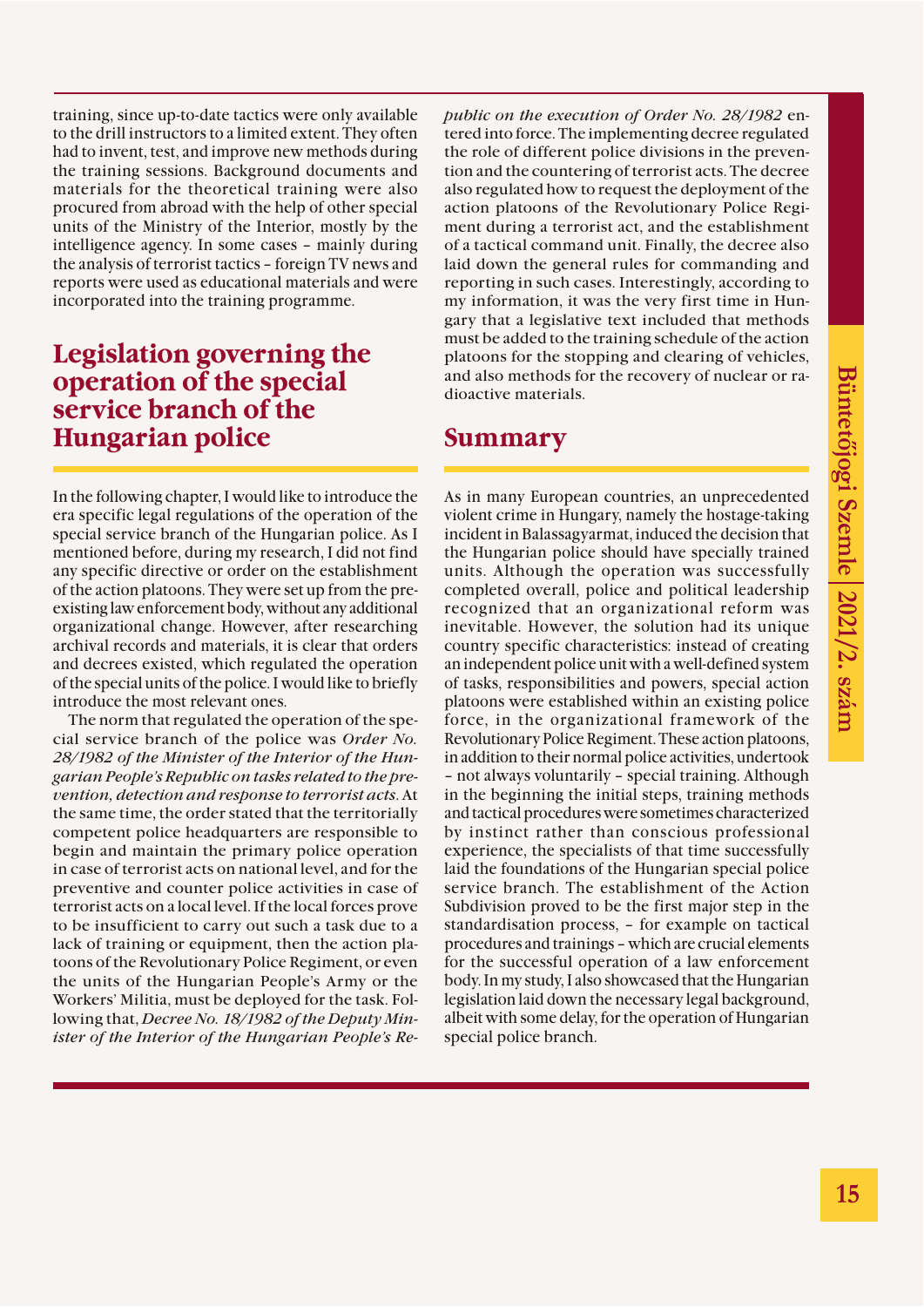training, since up-to-date tactics were only available to the drill instructors to a limited extent. They often had to invent, test, and improve new methods during the training sessions. Background documents and materials for the theoretical training were also procured from abroad with the help of other special units of the Ministry of the Interior, mostly by the intelligence agency. In some cases – mainly during the analysis of terrorist tactics – foreign TV news and reports were used as educational materials and were incorporated into the training programme.

## Legislation governing the operation of the special service branch of the Hungarian police

In the following chapter, I would like to introduce the era specific legal regulations of the operation of the special service branch of the Hungarian police. As I mentioned before, during my research, I did not find any specific directive or order on the establishment of the action platoons. They were set up from the preexisting law enforcement body, without any additional organizational change. However, after researching archival records and materials, it is clear that orders and decrees existed, which regulated the operation of the special units of the police. I would like to briefly introduce the most relevant ones.

The norm that regulated the operation of the special service branch of the police was *Order No. 28/1982 of the Minister of the Interior of the Hungarian People's Republic on tasks related to the prevention, detection and response to terrorist acts*. At the same time, the order stated that the territorially competent police headquarters are responsible to begin and maintain the primary police operation in case of terrorist acts on national level, and for the preventive and counter police activities in case of terrorist acts on a local level. If the local forces prove to be insufficient to carry out such a task due to a lack of training or equipment, then the action platoons of the Revolutionary Police Regiment, or even the units of the Hungarian People's Army or the Workers' Militia, must be deployed for the task. Following that, *Decree No. 18/1982 of the Deputy Minister of the Interior of the Hungarian People's Republic on the execution of Order No. 28/1982* entered into force. The implementing decree regulated the role of different police divisions in the prevention and the countering of terrorist acts. The decree also regulated how to request the deployment of the action platoons of the Revolutionary Police Regiment during a terrorist act, and the establishment of a tactical command unit. Finally, the decree also laid down the general rules for commanding and reporting in such cases. Interestingly, according to my information, it was the very first time in Hungary that a legislative text included that methods must be added to the training schedule of the action platoons for the stopping and clearing of vehicles, and also methods for the recovery of nuclear or radioactive materials.

## Summary

As in many European countries, an unprecedented violent crime in Hungary, namely the hostage-taking incident in Balassagyarmat, induced the decision that the Hungarian police should have specially trained units. Although the operation was successfully completed overall, police and political leadership recognized that an organizational reform was inevitable. However, the solution had its unique country specific characteristics: instead of creating an independent police unit with a well-defined system of tasks, responsibilities and powers, special action platoons were established within an existing police force, in the organizational framework of the Revolutionary Police Regiment. These action platoons, in addition to their normal police activities, undertook – not always voluntarily – special training. Although in the beginning the initial steps, training methods and tactical procedures were sometimes characterized by instinct rather than conscious professional experience, the specialists of that time successfully laid the foundations of the Hungarian special police service branch. The establishment of the Action Subdivision proved to be the first major step in the standardisation process, – for example on tactical procedures and trainings – which are crucial elements for the successful operation of a law enforcement body. In my study, I also showcased that the Hungarian legislation laid down the necessary legal background, albeit with some delay, for the operation of Hungarian special police branch.